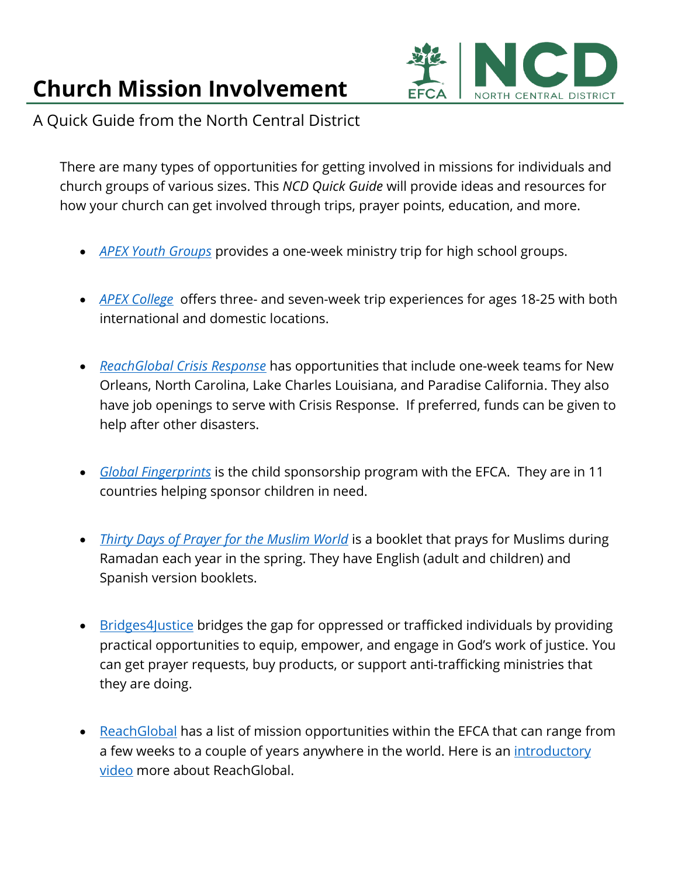# Church Mission Involvement

A Quick Guide from the North Central District

There are many types of opportunities for getting involved in missions for individuals and church groups of various sizes. This *NCD Quick Guide* will provide ideas and resources for how your church can get involved through trips, prayer points, education, and more.

- *APEX Youth Groups* provides a one-week ministry trip for high school groups.
- *APEX College* offers three- and seven-week trip experiences for ages 18-25 with both international and domestic locations.
- *ReachGlobal Crisis Response* has opportunities that include one-week teams for New Orleans, North Carolina, Lake Charles Louisiana, and Paradise California. They also have job openings to serve with Crisis Response. If preferred, funds can be given to help after other disasters.
- *Global Fingerprints* is the child sponsorship program with the EFCA. They are in 11 countries helping sponsor children in need.
- *Thirty Days of Prayer for the Muslim World* is a booklet that prays for Muslims during Ramadan each year in the spring. They have English (adult and children) and Spanish version booklets.
- Bridges4Justice bridges the gap for oppressed or trafficked individuals by providing practical opportunities to equip, empower, and engage in God's work of justice. You can get prayer requests, buy products, or support anti-trafficking ministries that they are doing.
- ReachGlobal has a list of mission opportunities within the EFCA that can range from a few weeks to a couple of years anywhere in the world. Here is an introductory video more about ReachGlobal.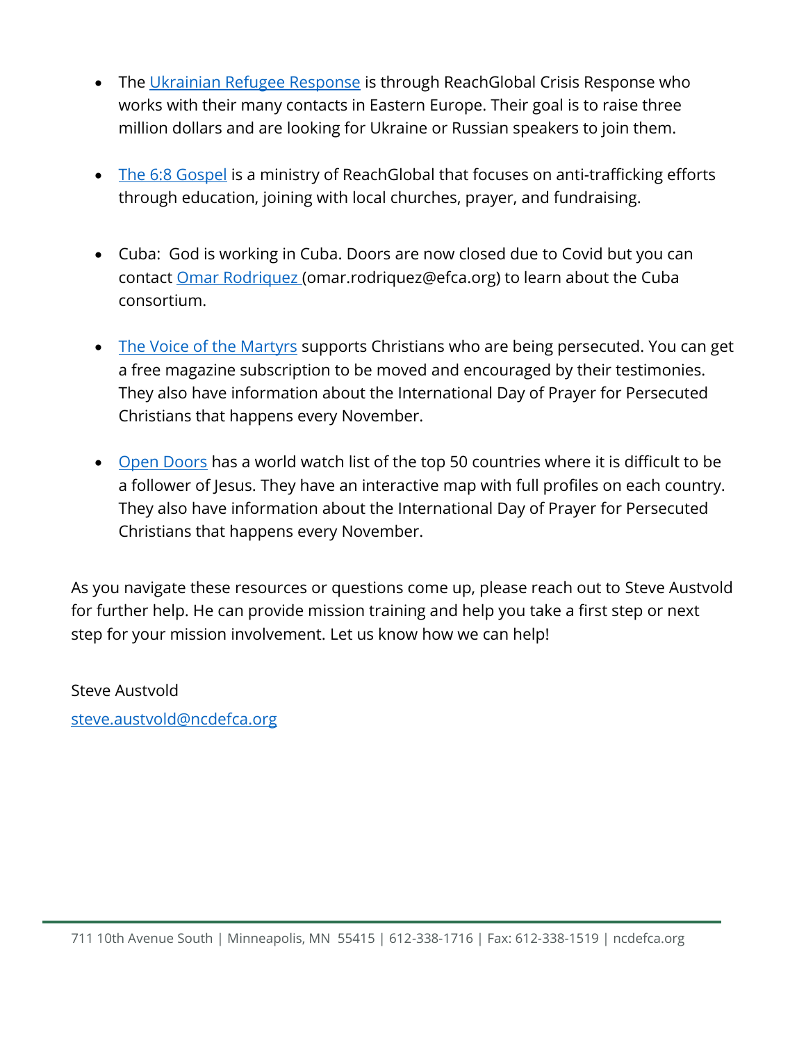- The Ukrainian Refugee Response is through ReachGlobal Crisis Response who works with their many contacts in Eastern Europe. Their goal is to raise three million dollars and are looking for Ukraine or Russian speakers to join them.

- The 6:8 Gospel is a ministry of ReachGlobal that focuses on anti-trafficking efforts through education, joining with local churches, prayer, and fundraising.

- Cuba: God is working in Cuba. Doors are now closed due to Covid but you can contact Omar Rodriquez (omar.rodriquez@efca.org) to learn about the Cuba consortium.

- The Voice of the Martyrs supports Christians who are being persecuted. You can get a free magazine subscription to be moved and encouraged by their testimonies. They also have information about the International Day of Prayer for Persecuted Christians that happens every November.

- Open Doors has a world watch list of the top 50 countries where it is difficult to be a follower of Jesus. They have an interactive map with full profiles on each country. They also have information about the International Day of Prayer for Persecuted Christians that happens every November.

As you navigate these resources or questions come up, please reach out to Steve Austvold for further help. He can provide mission training and help you take a first step or next step for your mission involvement. Let us know how we can help!

Steve Austvold

steve.austvold@ncdefca.org

711 10th Avenue South | Minneapolis, MN 55415 | 612-338-1716 | Fax: 612-338-1519 | ncdefca.org